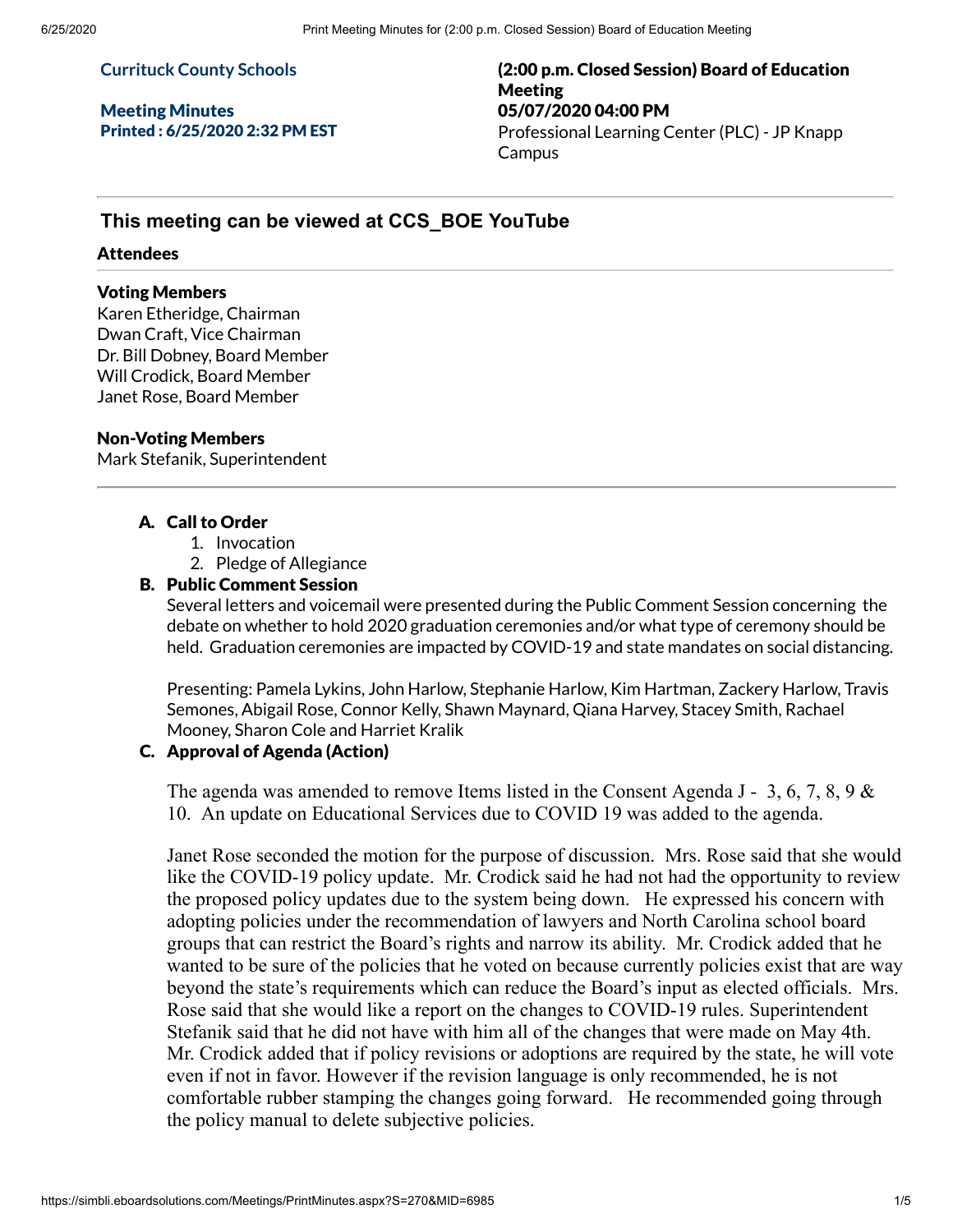**Currituck County Schools**

**Meeting Minutes**
**Printed : 6/25/2020 2:32 PM EST**

**(2:00 p.m. Closed Session) Board of Education Meeting**
**05/07/2020 04:00 PM**
Professional Learning Center (PLC) - JP Knapp Campus

## This meeting can be viewed at CCS_BOE YouTube

### Attendees

**Voting Members**
Karen Etheridge, Chairman
Dwan Craft, Vice Chairman
Dr. Bill Dobney, Board Member
Will Crodick, Board Member
Janet Rose, Board Member

**Non-Voting Members**
Mark Stefanik, Superintendent

---

**A. Call to Order**

1. Invocation
2. Pledge of Allegiance

**B. Public Comment Session**

Several letters and voicemail were presented during the Public Comment Session concerning the debate on whether to hold 2020 graduation ceremonies and/or what type of ceremony should be held. Graduation ceremonies are impacted by COVID-19 and state mandates on social distancing.

Presenting: Pamela Lykins, John Harlow, Stephanie Harlow, Kim Hartman, Zackery Harlow, Travis Semones, Abigail Rose, Connor Kelly, Shawn Maynard, Qiana Harvey, Stacey Smith, Rachael Mooney, Sharon Cole and Harriet Kralik

**C. Approval of Agenda (Action)**

The agenda was amended to remove Items listed in the Consent Agenda J - 3, 6, 7, 8, 9 & 10. An update on Educational Services due to COVID 19 was added to the agenda.

Janet Rose seconded the motion for the purpose of discussion. Mrs. Rose said that she would like the COVID-19 policy update. Mr. Crodick said he had not had the opportunity to review the proposed policy updates due to the system being down. He expressed his concern with adopting policies under the recommendation of lawyers and North Carolina school board groups that can restrict the Board's rights and narrow its ability. Mr. Crodick added that he wanted to be sure of the policies that he voted on because currently policies exist that are way beyond the state's requirements which can reduce the Board's input as elected officials. Mrs. Rose said that she would like a report on the changes to COVID-19 rules. Superintendent Stefanik said that he did not have with him all of the changes that were made on May 4th. Mr. Crodick added that if policy revisions or adoptions are required by the state, he will vote even if not in favor. However if the revision language is only recommended, he is not comfortable rubber stamping the changes going forward. He recommended going through the policy manual to delete subjective policies.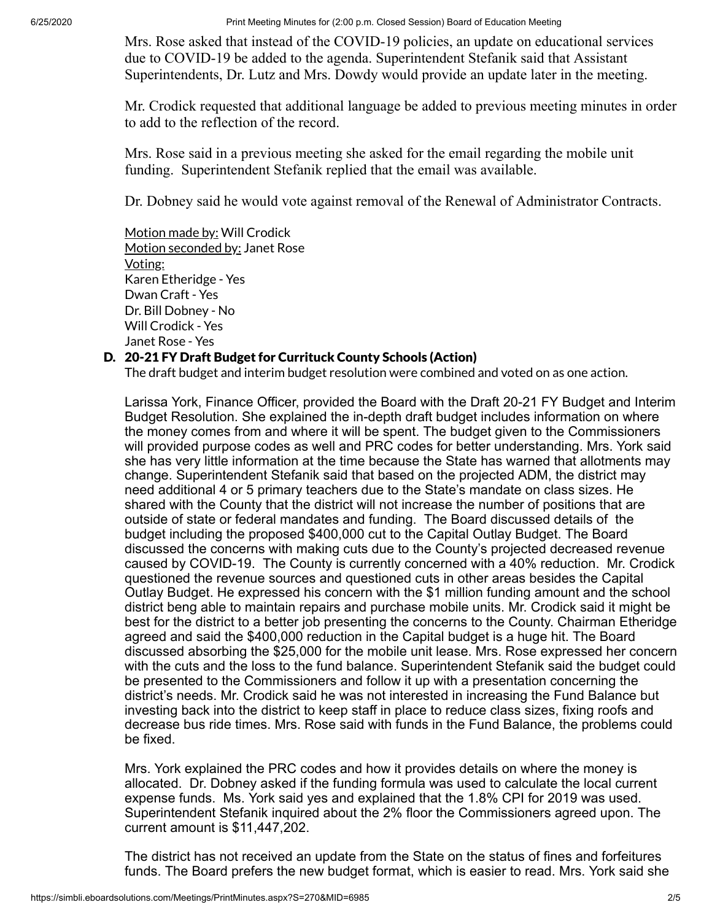Mrs. Rose asked that instead of the COVID-19 policies, an update on educational services due to COVID-19 be added to the agenda. Superintendent Stefanik said that Assistant Superintendents, Dr. Lutz and Mrs. Dowdy would provide an update later in the meeting.

Mr. Crodick requested that additional language be added to previous meeting minutes in order to add to the reflection of the record.

Mrs. Rose said in a previous meeting she asked for the email regarding the mobile unit funding. Superintendent Stefanik replied that the email was available.

Dr. Dobney said he would vote against removal of the Renewal of Administrator Contracts.

Motion made by: Will Crodick
Motion seconded by: Janet Rose
Voting:
Karen Etheridge - Yes
Dwan Craft - Yes
Dr. Bill Dobney - No
Will Crodick - Yes
Janet Rose - Yes

### D. 20-21 FY Draft Budget for Currituck County Schools (Action)

The draft budget and interim budget resolution were combined and voted on as one action.

Larissa York, Finance Officer, provided the Board with the Draft 20-21 FY Budget and Interim Budget Resolution. She explained the in-depth draft budget includes information on where the money comes from and where it will be spent. The budget given to the Commissioners will provided purpose codes as well and PRC codes for better understanding. Mrs. York said she has very little information at the time because the State has warned that allotments may change. Superintendent Stefanik said that based on the projected ADM, the district may need additional 4 or 5 primary teachers due to the State's mandate on class sizes. He shared with the County that the district will not increase the number of positions that are outside of state or federal mandates and funding. The Board discussed details of the budget including the proposed $400,000 cut to the Capital Outlay Budget. The Board discussed the concerns with making cuts due to the County's projected decreased revenue caused by COVID-19. The County is currently concerned with a 40% reduction. Mr. Crodick questioned the revenue sources and questioned cuts in other areas besides the Capital Outlay Budget. He expressed his concern with the $1 million funding amount and the school district beng able to maintain repairs and purchase mobile units. Mr. Crodick said it might be best for the district to a better job presenting the concerns to the County. Chairman Etheridge agreed and said the $400,000 reduction in the Capital budget is a huge hit. The Board discussed absorbing the $25,000 for the mobile unit lease. Mrs. Rose expressed her concern with the cuts and the loss to the fund balance. Superintendent Stefanik said the budget could be presented to the Commissioners and follow it up with a presentation concerning the district's needs. Mr. Crodick said he was not interested in increasing the Fund Balance but investing back into the district to keep staff in place to reduce class sizes, fixing roofs and decrease bus ride times. Mrs. Rose said with funds in the Fund Balance, the problems could be fixed.

Mrs. York explained the PRC codes and how it provides details on where the money is allocated. Dr. Dobney asked if the funding formula was used to calculate the local current expense funds. Ms. York said yes and explained that the 1.8% CPI for 2019 was used. Superintendent Stefanik inquired about the 2% floor the Commissioners agreed upon. The current amount is $11,447,202.

The district has not received an update from the State on the status of fines and forfeitures funds. The Board prefers the new budget format, which is easier to read. Mrs. York said she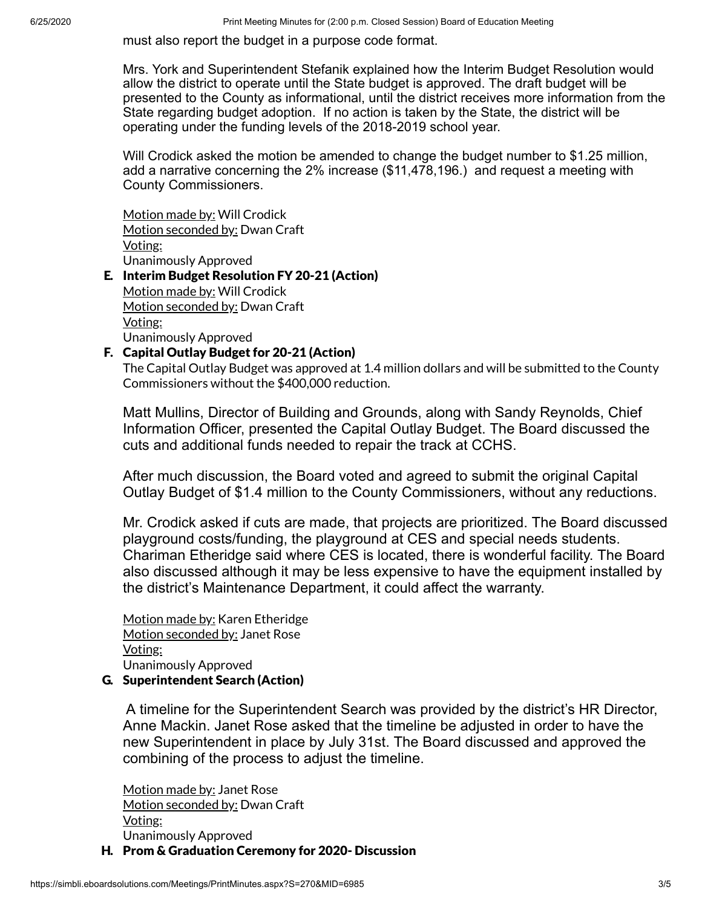must also report the budget in a purpose code format.

Mrs. York and Superintendent Stefanik explained how the Interim Budget Resolution would allow the district to operate until the State budget is approved. The draft budget will be presented to the County as informational, until the district receives more information from the State regarding budget adoption. If no action is taken by the State, the district will be operating under the funding levels of the 2018-2019 school year.

Will Crodick asked the motion be amended to change the budget number to $1.25 million, add a narrative concerning the 2% increase ($11,478,196.) and request a meeting with County Commissioners.

Motion made by: Will Crodick
Motion seconded by: Dwan Craft
Voting:
Unanimously Approved

**E. Interim Budget Resolution FY 20-21 (Action)**

Motion made by: Will Crodick
Motion seconded by: Dwan Craft
Voting:
Unanimously Approved

**F. Capital Outlay Budget for 20-21 (Action)**

The Capital Outlay Budget was approved at 1.4 million dollars and will be submitted to the County Commissioners without the $400,000 reduction.

Matt Mullins, Director of Building and Grounds, along with Sandy Reynolds, Chief Information Officer, presented the Capital Outlay Budget. The Board discussed the cuts and additional funds needed to repair the track at CCHS.

After much discussion, the Board voted and agreed to submit the original Capital Outlay Budget of $1.4 million to the County Commissioners, without any reductions.

Mr. Crodick asked if cuts are made, that projects are prioritized. The Board discussed playground costs/funding, the playground at CES and special needs students. Chariman Etheridge said where CES is located, there is wonderful facility. The Board also discussed although it may be less expensive to have the equipment installed by the district's Maintenance Department, it could affect the warranty.

Motion made by: Karen Etheridge
Motion seconded by: Janet Rose
Voting:
Unanimously Approved

**G. Superintendent Search (Action)**

A timeline for the Superintendent Search was provided by the district's HR Director, Anne Mackin. Janet Rose asked that the timeline be adjusted in order to have the new Superintendent in place by July 31st. The Board discussed and approved the combining of the process to adjust the timeline.

Motion made by: Janet Rose
Motion seconded by: Dwan Craft
Voting:
Unanimously Approved

**H. Prom & Graduation Ceremony for 2020- Discussion**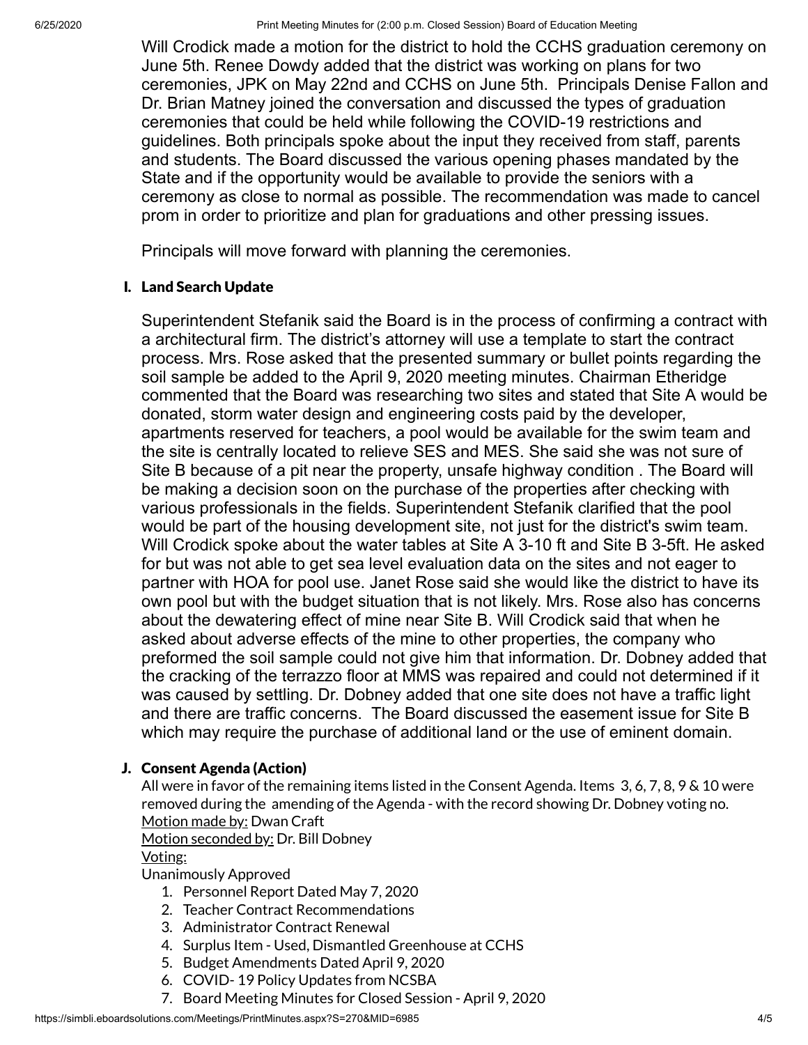Will Crodick made a motion for the district to hold the CCHS graduation ceremony on June 5th. Renee Dowdy added that the district was working on plans for two ceremonies, JPK on May 22nd and CCHS on June 5th. Principals Denise Fallon and Dr. Brian Matney joined the conversation and discussed the types of graduation ceremonies that could be held while following the COVID-19 restrictions and guidelines. Both principals spoke about the input they received from staff, parents and students. The Board discussed the various opening phases mandated by the State and if the opportunity would be available to provide the seniors with a ceremony as close to normal as possible. The recommendation was made to cancel prom in order to prioritize and plan for graduations and other pressing issues.

Principals will move forward with planning the ceremonies.

### I. Land Search Update

Superintendent Stefanik said the Board is in the process of confirming a contract with a architectural firm. The district's attorney will use a template to start the contract process. Mrs. Rose asked that the presented summary or bullet points regarding the soil sample be added to the April 9, 2020 meeting minutes. Chairman Etheridge commented that the Board was researching two sites and stated that Site A would be donated, storm water design and engineering costs paid by the developer, apartments reserved for teachers, a pool would be available for the swim team and the site is centrally located to relieve SES and MES. She said she was not sure of Site B because of a pit near the property, unsafe highway condition . The Board will be making a decision soon on the purchase of the properties after checking with various professionals in the fields. Superintendent Stefanik clarified that the pool would be part of the housing development site, not just for the district's swim team. Will Crodick spoke about the water tables at Site A 3-10 ft and Site B 3-5ft. He asked for but was not able to get sea level evaluation data on the sites and not eager to partner with HOA for pool use. Janet Rose said she would like the district to have its own pool but with the budget situation that is not likely. Mrs. Rose also has concerns about the dewatering effect of mine near Site B. Will Crodick said that when he asked about adverse effects of the mine to other properties, the company who preformed the soil sample could not give him that information. Dr. Dobney added that the cracking of the terrazzo floor at MMS was repaired and could not determined if it was caused by settling. Dr. Dobney added that one site does not have a traffic light and there are traffic concerns. The Board discussed the easement issue for Site B which may require the purchase of additional land or the use of eminent domain.

### J. Consent Agenda (Action)

All were in favor of the remaining items listed in the Consent Agenda. Items 3, 6, 7, 8, 9 & 10 were removed during the amending of the Agenda - with the record showing Dr. Dobney voting no.
Motion made by: Dwan Craft
Motion seconded by: Dr. Bill Dobney
Voting:
Unanimously Approved

1. Personnel Report Dated May 7, 2020
2. Teacher Contract Recommendations
3. Administrator Contract Renewal
4. Surplus Item - Used, Dismantled Greenhouse at CCHS
5. Budget Amendments Dated April 9, 2020
6. COVID- 19 Policy Updates from NCSBA
7. Board Meeting Minutes for Closed Session - April 9, 2020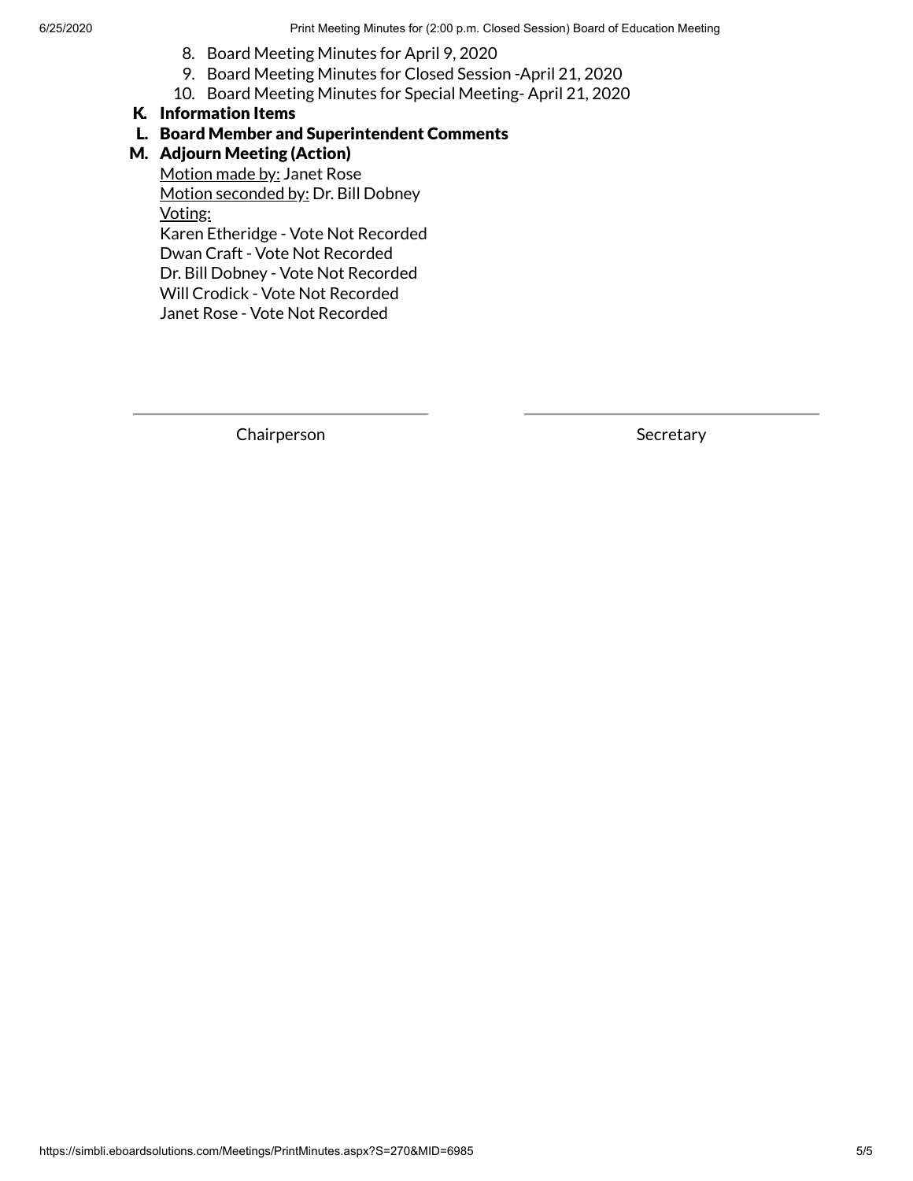8. Board Meeting Minutes for April 9, 2020
9. Board Meeting Minutes for Closed Session -April 21, 2020
10. Board Meeting Minutes for Special Meeting- April 21, 2020

**K. Information Items**

**L. Board Member and Superintendent Comments**

**M. Adjourn Meeting (Action)**

Motion made by: Janet Rose
Motion seconded by: Dr. Bill Dobney
Voting:
Karen Etheridge - Vote Not Recorded
Dwan Craft - Vote Not Recorded
Dr. Bill Dobney - Vote Not Recorded
Will Crodick - Vote Not Recorded
Janet Rose - Vote Not Recorded

Chairperson

Secretary